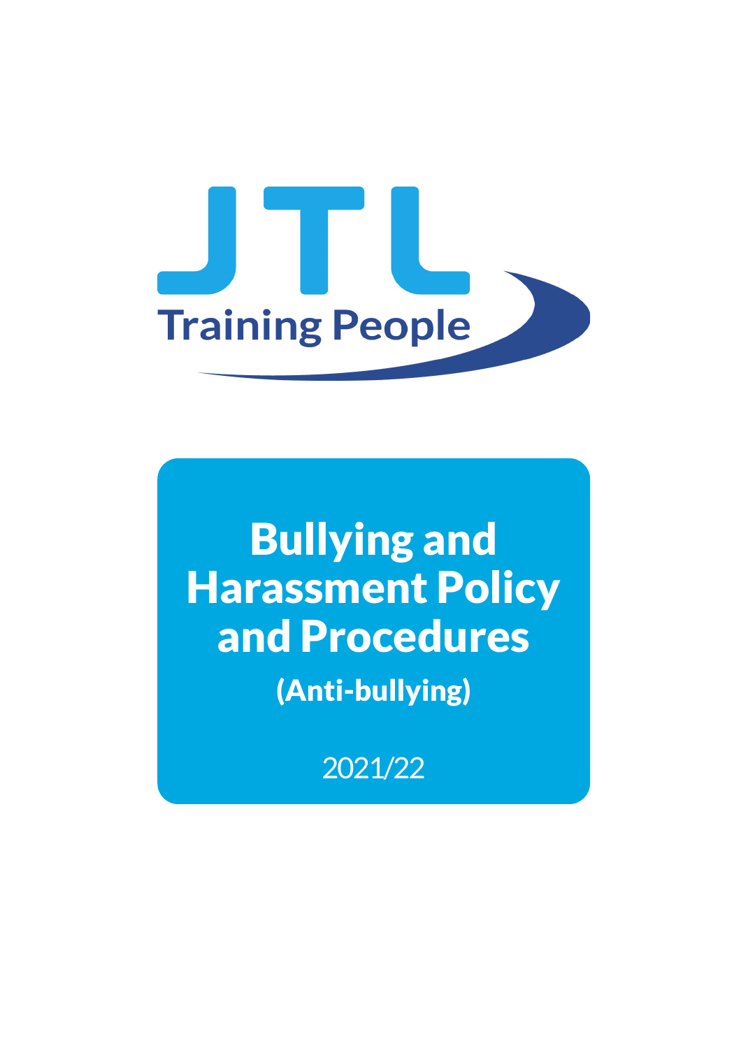JTL

Training People

# Bullying and Harassment Policy and Procedures

**(Anti-bullying)**

2021/22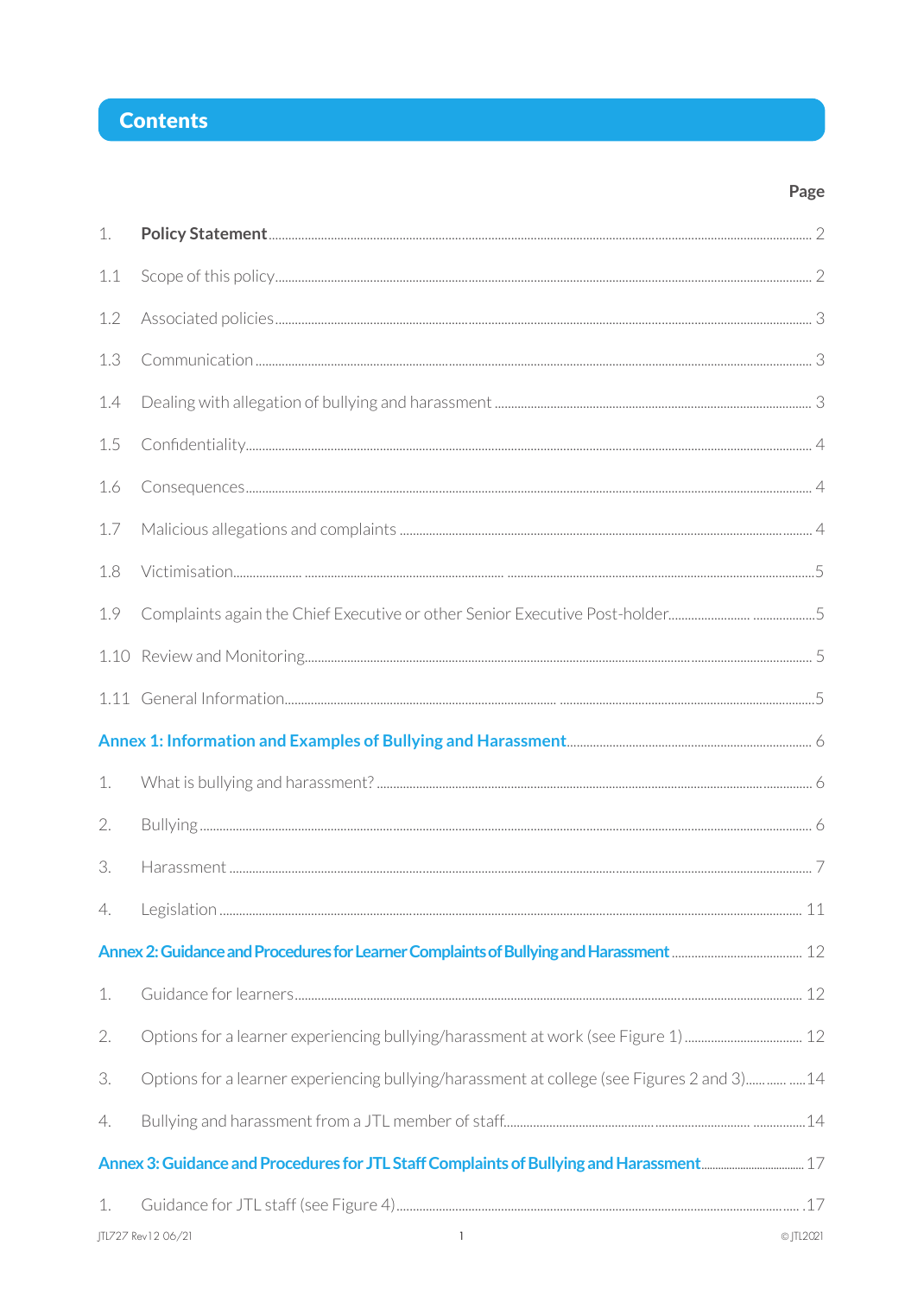# Contents

| | | Page |
|---|---|---|
| 1. | **Policy Statement** | 2 |
| 1.1 | Scope of this policy | 2 |
| 1.2 | Associated policies | 3 |
| 1.3 | Communication | 3 |
| 1.4 | Dealing with allegation of bullying and harassment | 3 |
| 1.5 | Confidentiality | 4 |
| 1.6 | Consequences | 4 |
| 1.7 | Malicious allegations and complaints | 4 |
| 1.8 | Victimisation | 5 |
| 1.9 | Complaints again the Chief Executive or other Senior Executive Post-holder | 5 |
| 1.10 | Review and Monitoring | 5 |
| 1.11 | General Information | 5 |
| **Annex 1: Information and Examples of Bullying and Harassment** | | 6 |
| 1. | What is bullying and harassment? | 6 |
| 2. | Bullying | 6 |
| 3. | Harassment | 7 |
| 4. | Legislation | 11 |
| **Annex 2: Guidance and Procedures for Learner Complaints of Bullying and Harassment** | | 12 |
| 1. | Guidance for learners | 12 |
| 2. | Options for a learner experiencing bullying/harassment at work (see Figure 1) | 12 |
| 3. | Options for a learner experiencing bullying/harassment at college (see Figures 2 and 3) | 14 |
| 4. | Bullying and harassment from a JTL member of staff | 14 |
| **Annex 3: Guidance and Procedures for JTL Staff Complaints of Bullying and Harassment** | | 17 |
| 1. | Guidance for JTL staff (see Figure 4) | 17 |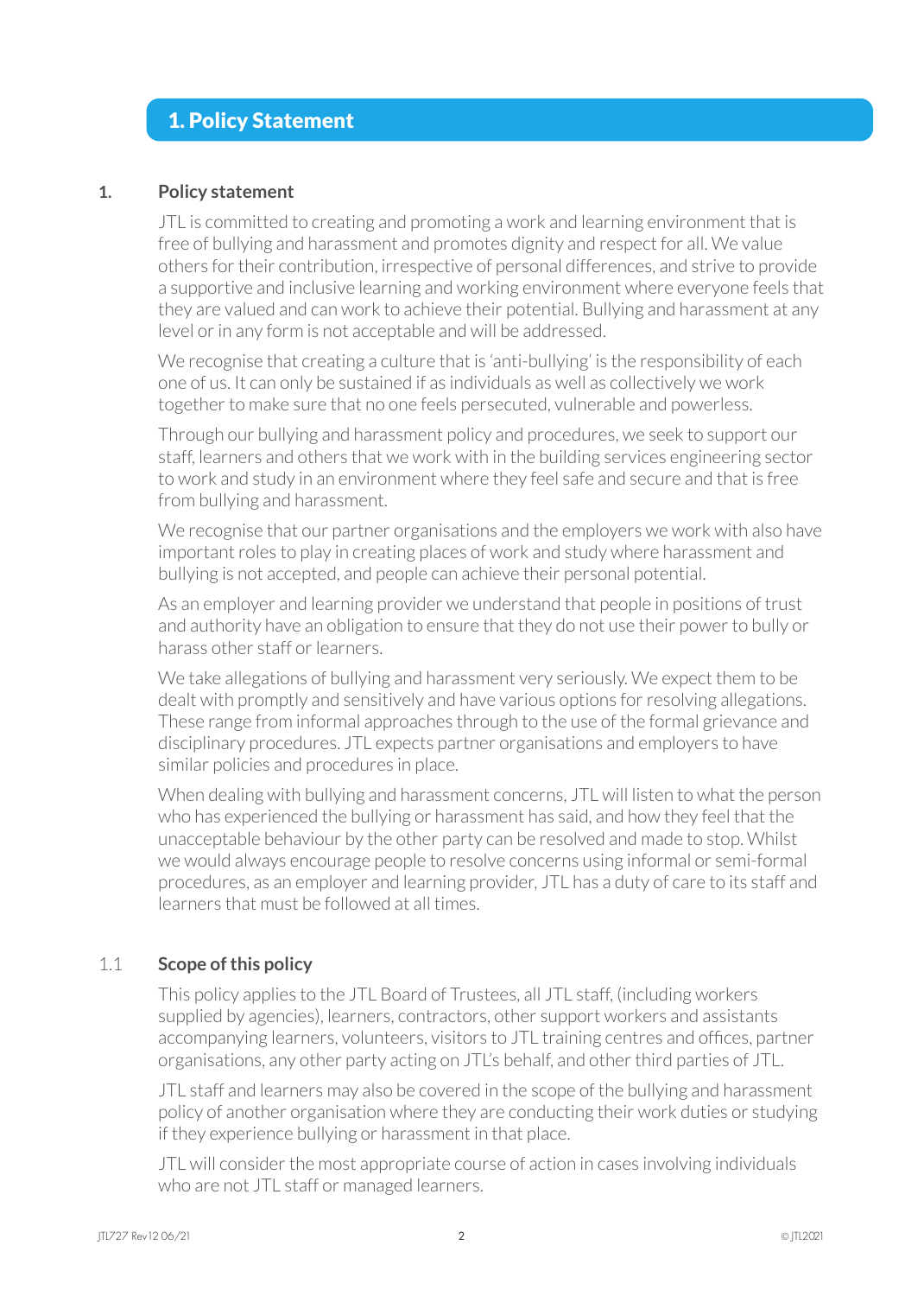# 1. Policy Statement

## 1. Policy statement

JTL is committed to creating and promoting a work and learning environment that is free of bullying and harassment and promotes dignity and respect for all. We value others for their contribution, irrespective of personal differences, and strive to provide a supportive and inclusive learning and working environment where everyone feels that they are valued and can work to achieve their potential. Bullying and harassment at any level or in any form is not acceptable and will be addressed.

We recognise that creating a culture that is 'anti-bullying' is the responsibility of each one of us. It can only be sustained if as individuals as well as collectively we work together to make sure that no one feels persecuted, vulnerable and powerless.

Through our bullying and harassment policy and procedures, we seek to support our staff, learners and others that we work with in the building services engineering sector to work and study in an environment where they feel safe and secure and that is free from bullying and harassment.

We recognise that our partner organisations and the employers we work with also have important roles to play in creating places of work and study where harassment and bullying is not accepted, and people can achieve their personal potential.

As an employer and learning provider we understand that people in positions of trust and authority have an obligation to ensure that they do not use their power to bully or harass other staff or learners.

We take allegations of bullying and harassment very seriously. We expect them to be dealt with promptly and sensitively and have various options for resolving allegations. These range from informal approaches through to the use of the formal grievance and disciplinary procedures. JTL expects partner organisations and employers to have similar policies and procedures in place.

When dealing with bullying and harassment concerns, JTL will listen to what the person who has experienced the bullying or harassment has said, and how they feel that the unacceptable behaviour by the other party can be resolved and made to stop. Whilst we would always encourage people to resolve concerns using informal or semi-formal procedures, as an employer and learning provider, JTL has a duty of care to its staff and learners that must be followed at all times.

### 1.1 Scope of this policy

This policy applies to the JTL Board of Trustees, all JTL staff, (including workers supplied by agencies), learners, contractors, other support workers and assistants accompanying learners, volunteers, visitors to JTL training centres and offices, partner organisations, any other party acting on JTL's behalf, and other third parties of JTL.

JTL staff and learners may also be covered in the scope of the bullying and harassment policy of another organisation where they are conducting their work duties or studying if they experience bullying or harassment in that place.

JTL will consider the most appropriate course of action in cases involving individuals who are not JTL staff or managed learners.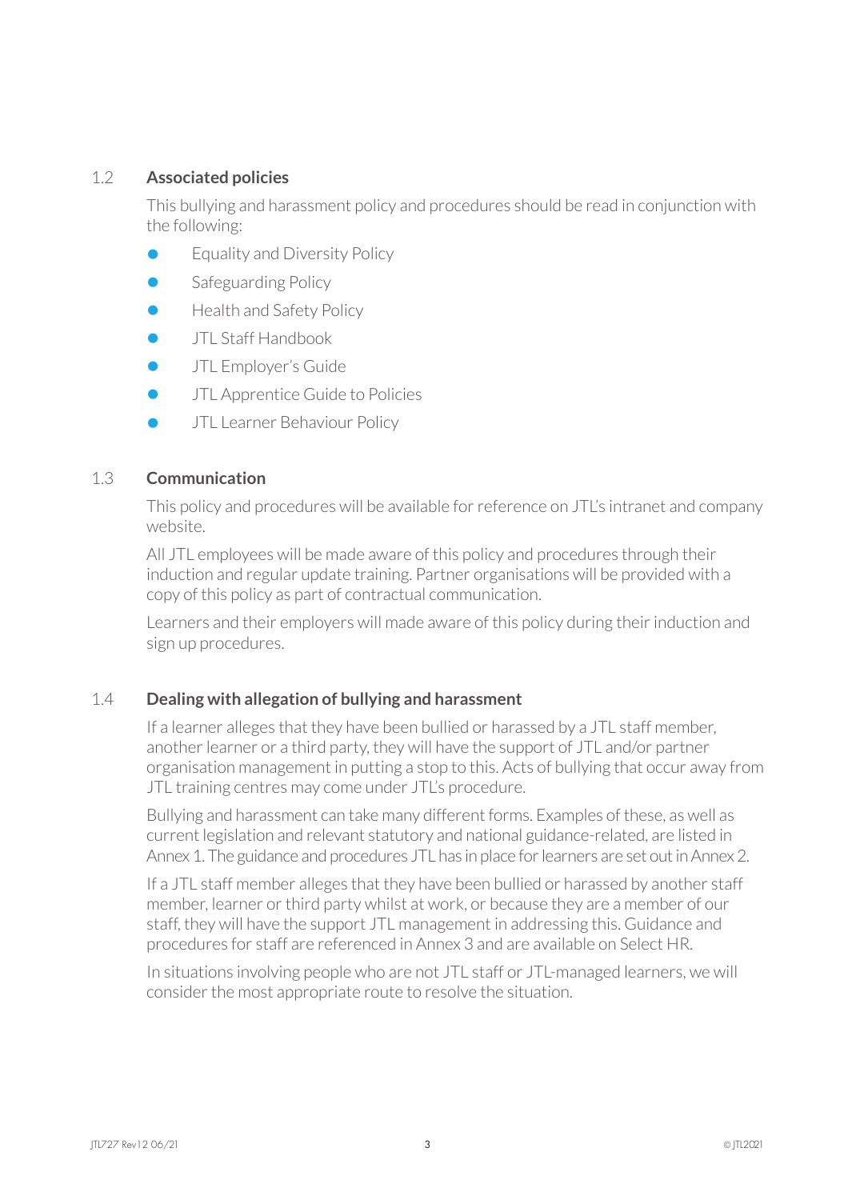### 1.2 Associated policies

This bullying and harassment policy and procedures should be read in conjunction with the following:

- Equality and Diversity Policy
- Safeguarding Policy
- Health and Safety Policy
- JTL Staff Handbook
- JTL Employer's Guide
- JTL Apprentice Guide to Policies
- JTL Learner Behaviour Policy

### 1.3 Communication

This policy and procedures will be available for reference on JTL's intranet and company website.

All JTL employees will be made aware of this policy and procedures through their induction and regular update training. Partner organisations will be provided with a copy of this policy as part of contractual communication.

Learners and their employers will made aware of this policy during their induction and sign up procedures.

### 1.4 Dealing with allegation of bullying and harassment

If a learner alleges that they have been bullied or harassed by a JTL staff member, another learner or a third party, they will have the support of JTL and/or partner organisation management in putting a stop to this. Acts of bullying that occur away from JTL training centres may come under JTL's procedure.

Bullying and harassment can take many different forms. Examples of these, as well as current legislation and relevant statutory and national guidance-related, are listed in Annex 1. The guidance and procedures JTL has in place for learners are set out in Annex 2.

If a JTL staff member alleges that they have been bullied or harassed by another staff member, learner or third party whilst at work, or because they are a member of our staff, they will have the support JTL management in addressing this. Guidance and procedures for staff are referenced in Annex 3 and are available on Select HR.

In situations involving people who are not JTL staff or JTL-managed learners, we will consider the most appropriate route to resolve the situation.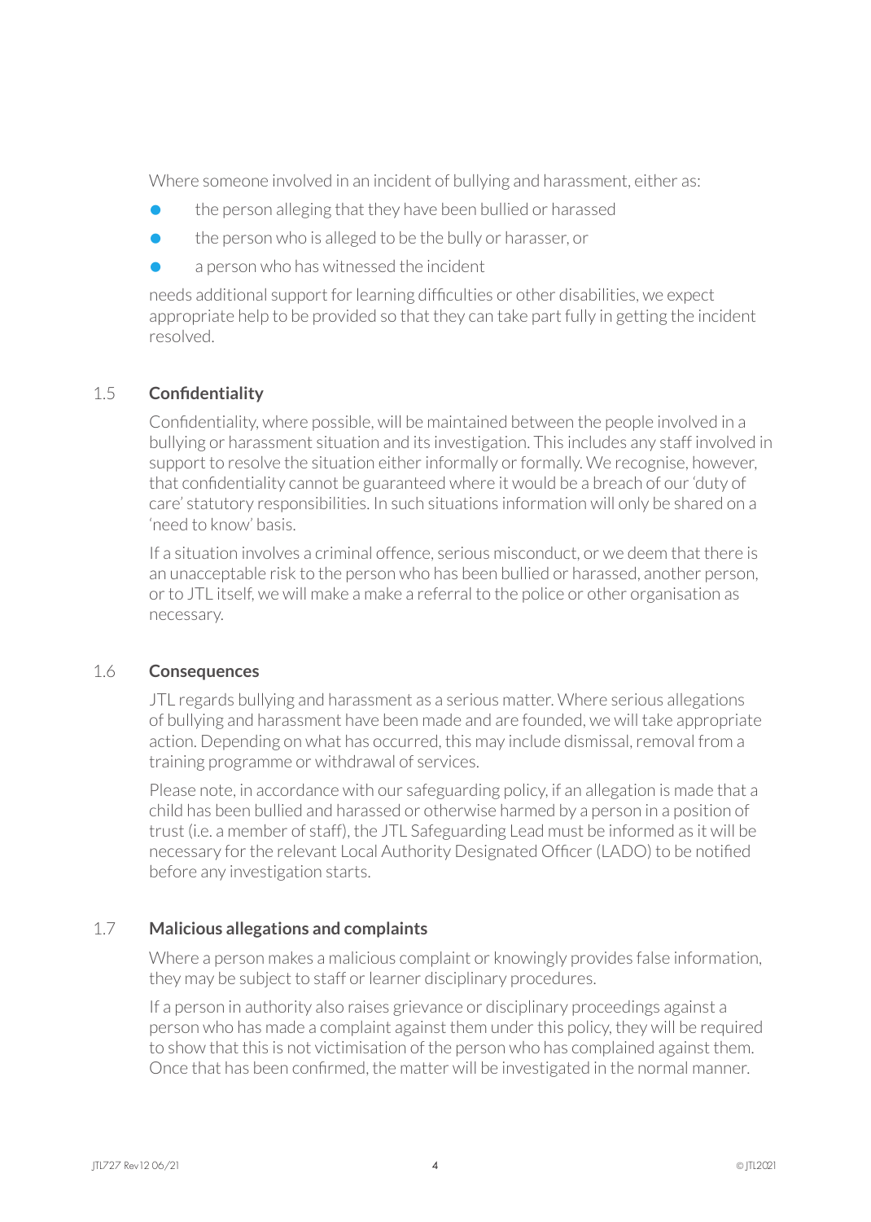Where someone involved in an incident of bullying and harassment, either as:

- the person alleging that they have been bullied or harassed
- the person who is alleged to be the bully or harasser, or
- a person who has witnessed the incident

needs additional support for learning difficulties or other disabilities, we expect appropriate help to be provided so that they can take part fully in getting the incident resolved.

### 1.5 Confidentiality

Confidentiality, where possible, will be maintained between the people involved in a bullying or harassment situation and its investigation. This includes any staff involved in support to resolve the situation either informally or formally. We recognise, however, that confidentiality cannot be guaranteed where it would be a breach of our 'duty of care' statutory responsibilities. In such situations information will only be shared on a 'need to know' basis.

If a situation involves a criminal offence, serious misconduct, or we deem that there is an unacceptable risk to the person who has been bullied or harassed, another person, or to JTL itself, we will make a make a referral to the police or other organisation as necessary.

### 1.6 Consequences

JTL regards bullying and harassment as a serious matter. Where serious allegations of bullying and harassment have been made and are founded, we will take appropriate action. Depending on what has occurred, this may include dismissal, removal from a training programme or withdrawal of services.

Please note, in accordance with our safeguarding policy, if an allegation is made that a child has been bullied and harassed or otherwise harmed by a person in a position of trust (i.e. a member of staff), the JTL Safeguarding Lead must be informed as it will be necessary for the relevant Local Authority Designated Officer (LADO) to be notified before any investigation starts.

### 1.7 Malicious allegations and complaints

Where a person makes a malicious complaint or knowingly provides false information, they may be subject to staff or learner disciplinary procedures.

If a person in authority also raises grievance or disciplinary proceedings against a person who has made a complaint against them under this policy, they will be required to show that this is not victimisation of the person who has complained against them. Once that has been confirmed, the matter will be investigated in the normal manner.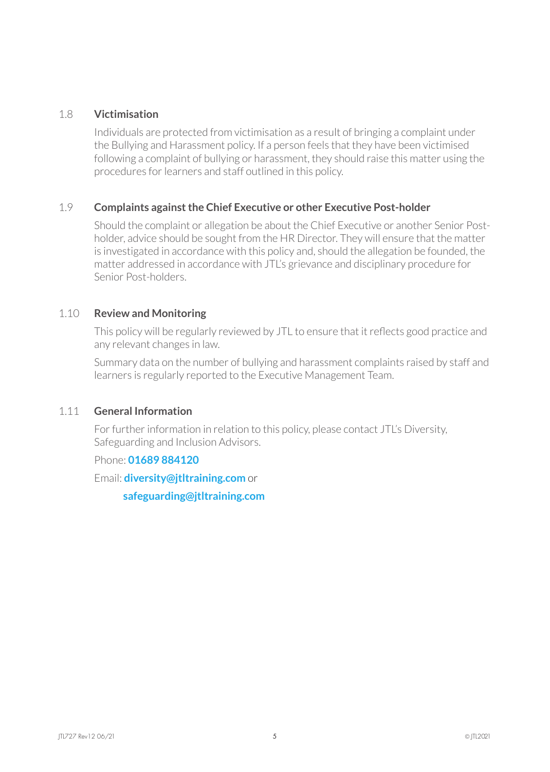### 1.8 Victimisation

Individuals are protected from victimisation as a result of bringing a complaint under the Bullying and Harassment policy. If a person feels that they have been victimised following a complaint of bullying or harassment, they should raise this matter using the procedures for learners and staff outlined in this policy.

### 1.9 Complaints against the Chief Executive or other Executive Post-holder

Should the complaint or allegation be about the Chief Executive or another Senior Post-holder, advice should be sought from the HR Director. They will ensure that the matter is investigated in accordance with this policy and, should the allegation be founded, the matter addressed in accordance with JTL's grievance and disciplinary procedure for Senior Post-holders.

### 1.10 Review and Monitoring

This policy will be regularly reviewed by JTL to ensure that it reflects good practice and any relevant changes in law.

Summary data on the number of bullying and harassment complaints raised by staff and learners is regularly reported to the Executive Management Team.

### 1.11 General Information

For further information in relation to this policy, please contact JTL's Diversity, Safeguarding and Inclusion Advisors.

Phone: **01689 884120**

Email: **diversity@jtltraining.com** or

**safeguarding@jtltraining.com**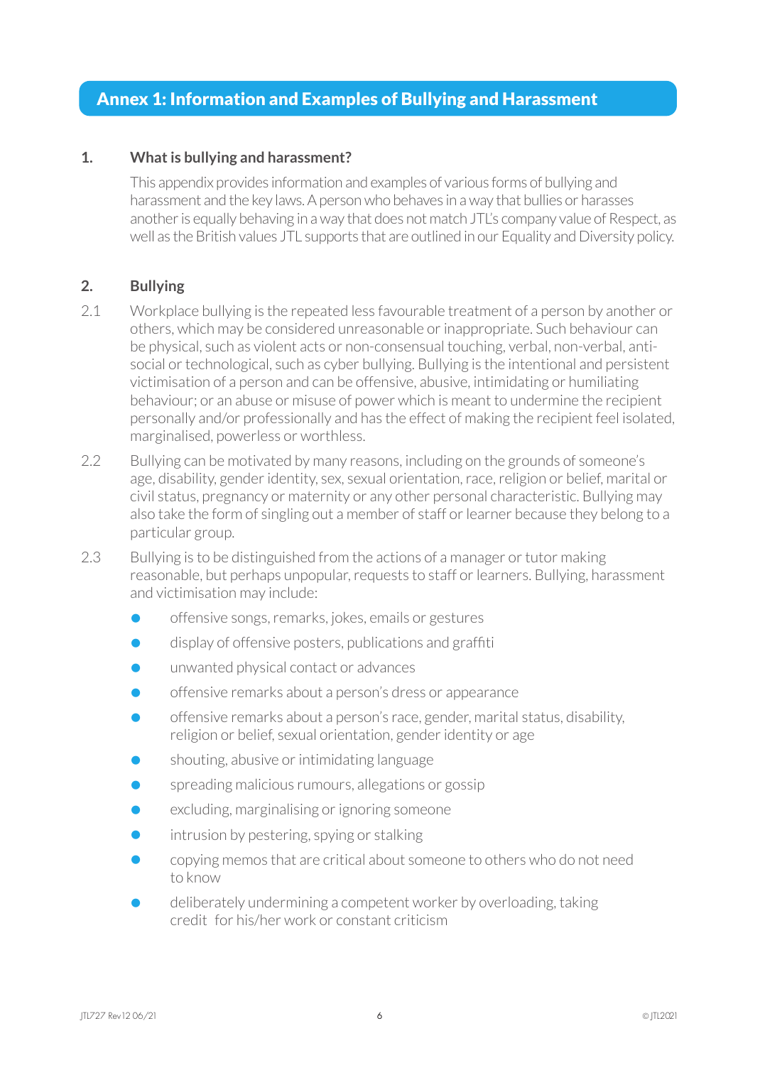# Annex 1: Information and Examples of Bullying and Harassment

## 1. What is bullying and harassment?

This appendix provides information and examples of various forms of bullying and harassment and the key laws. A person who behaves in a way that bullies or harasses another is equally behaving in a way that does not match JTL's company value of Respect, as well as the British values JTL supports that are outlined in our Equality and Diversity policy.

## 2. Bullying

2.1 Workplace bullying is the repeated less favourable treatment of a person by another or others, which may be considered unreasonable or inappropriate. Such behaviour can be physical, such as violent acts or non-consensual touching, verbal, non-verbal, anti-social or technological, such as cyber bullying. Bullying is the intentional and persistent victimisation of a person and can be offensive, abusive, intimidating or humiliating behaviour; or an abuse or misuse of power which is meant to undermine the recipient personally and/or professionally and has the effect of making the recipient feel isolated, marginalised, powerless or worthless.

2.2 Bullying can be motivated by many reasons, including on the grounds of someone's age, disability, gender identity, sex, sexual orientation, race, religion or belief, marital or civil status, pregnancy or maternity or any other personal characteristic. Bullying may also take the form of singling out a member of staff or learner because they belong to a particular group.

2.3 Bullying is to be distinguished from the actions of a manager or tutor making reasonable, but perhaps unpopular, requests to staff or learners. Bullying, harassment and victimisation may include:

- offensive songs, remarks, jokes, emails or gestures
- display of offensive posters, publications and graffiti
- unwanted physical contact or advances
- offensive remarks about a person's dress or appearance
- offensive remarks about a person's race, gender, marital status, disability, religion or belief, sexual orientation, gender identity or age
- shouting, abusive or intimidating language
- spreading malicious rumours, allegations or gossip
- excluding, marginalising or ignoring someone
- intrusion by pestering, spying or stalking
- copying memos that are critical about someone to others who do not need to know
- deliberately undermining a competent worker by overloading, taking credit for his/her work or constant criticism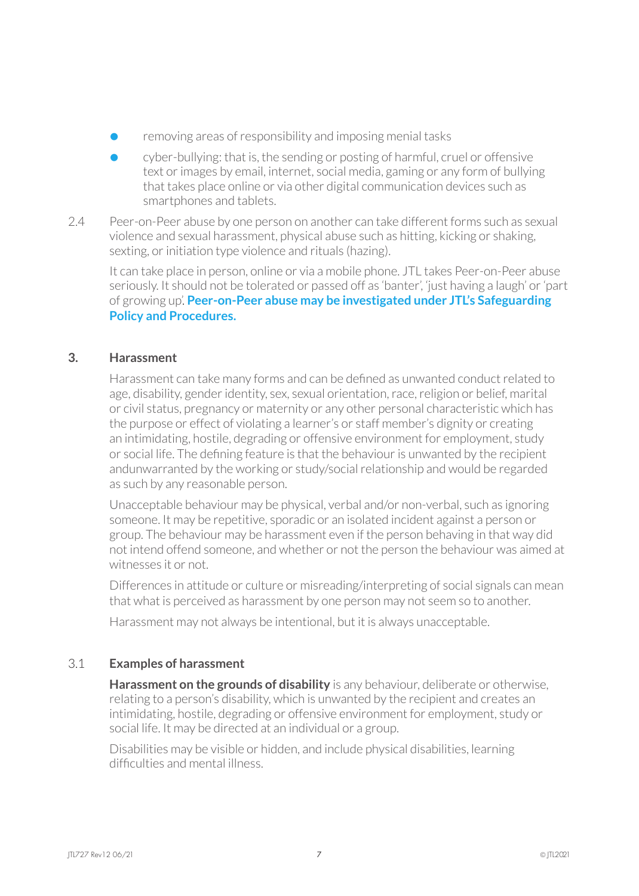- removing areas of responsibility and imposing menial tasks
- cyber-bullying: that is, the sending or posting of harmful, cruel or offensive text or images by email, internet, social media, gaming or any form of bullying that takes place online or via other digital communication devices such as smartphones and tablets.

2.4 Peer-on-Peer abuse by one person on another can take different forms such as sexual violence and sexual harassment, physical abuse such as hitting, kicking or shaking, sexting, or initiation type violence and rituals (hazing).

It can take place in person, online or via a mobile phone. JTL takes Peer-on-Peer abuse seriously. It should not be tolerated or passed off as 'banter', 'just having a laugh' or 'part of growing up'. **Peer-on-Peer abuse may be investigated under JTL's Safeguarding Policy and Procedures.**

## 3. Harassment

Harassment can take many forms and can be defined as unwanted conduct related to age, disability, gender identity, sex, sexual orientation, race, religion or belief, marital or civil status, pregnancy or maternity or any other personal characteristic which has the purpose or effect of violating a learner's or staff member's dignity or creating an intimidating, hostile, degrading or offensive environment for employment, study or social life. The defining feature is that the behaviour is unwanted by the recipient andunwarranted by the working or study/social relationship and would be regarded as such by any reasonable person.

Unacceptable behaviour may be physical, verbal and/or non-verbal, such as ignoring someone. It may be repetitive, sporadic or an isolated incident against a person or group. The behaviour may be harassment even if the person behaving in that way did not intend offend someone, and whether or not the person the behaviour was aimed at witnesses it or not.

Differences in attitude or culture or misreading/interpreting of social signals can mean that what is perceived as harassment by one person may not seem so to another.

Harassment may not always be intentional, but it is always unacceptable.

### 3.1 Examples of harassment

**Harassment on the grounds of disability** is any behaviour, deliberate or otherwise, relating to a person's disability, which is unwanted by the recipient and creates an intimidating, hostile, degrading or offensive environment for employment, study or social life. It may be directed at an individual or a group.

Disabilities may be visible or hidden, and include physical disabilities, learning difficulties and mental illness.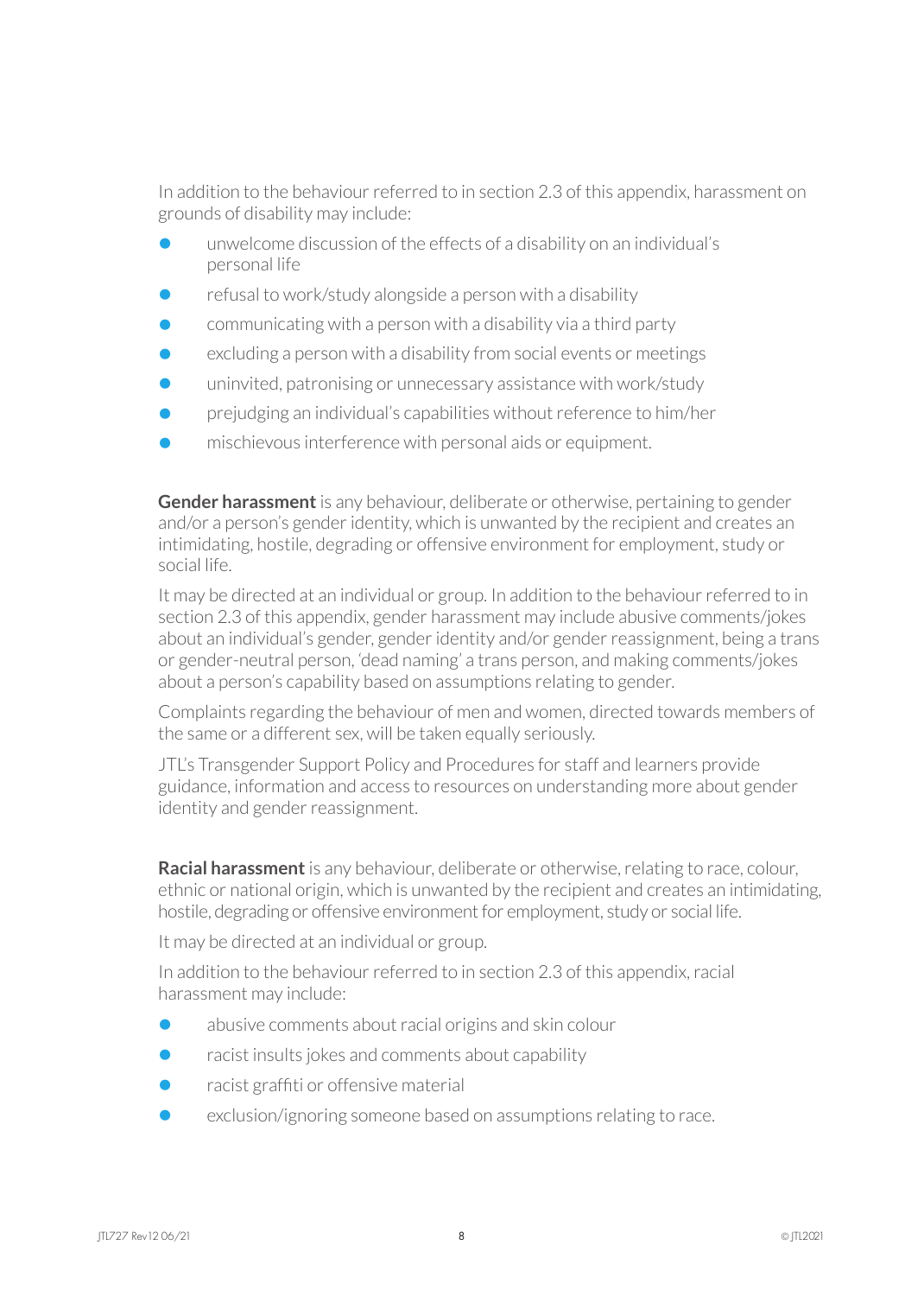In addition to the behaviour referred to in section 2.3 of this appendix, harassment on grounds of disability may include:

- unwelcome discussion of the effects of a disability on an individual's personal life
- refusal to work/study alongside a person with a disability
- communicating with a person with a disability via a third party
- excluding a person with a disability from social events or meetings
- uninvited, patronising or unnecessary assistance with work/study
- prejudging an individual's capabilities without reference to him/her
- mischievous interference with personal aids or equipment.

**Gender harassment** is any behaviour, deliberate or otherwise, pertaining to gender and/or a person's gender identity, which is unwanted by the recipient and creates an intimidating, hostile, degrading or offensive environment for employment, study or social life.

It may be directed at an individual or group. In addition to the behaviour referred to in section 2.3 of this appendix, gender harassment may include abusive comments/jokes about an individual's gender, gender identity and/or gender reassignment, being a trans or gender-neutral person, 'dead naming' a trans person, and making comments/jokes about a person's capability based on assumptions relating to gender.

Complaints regarding the behaviour of men and women, directed towards members of the same or a different sex, will be taken equally seriously.

JTL's Transgender Support Policy and Procedures for staff and learners provide guidance, information and access to resources on understanding more about gender identity and gender reassignment.

**Racial harassment** is any behaviour, deliberate or otherwise, relating to race, colour, ethnic or national origin, which is unwanted by the recipient and creates an intimidating, hostile, degrading or offensive environment for employment, study or social life.

It may be directed at an individual or group.

In addition to the behaviour referred to in section 2.3 of this appendix, racial harassment may include:

- abusive comments about racial origins and skin colour
- racist insults jokes and comments about capability
- racist graffiti or offensive material
- exclusion/ignoring someone based on assumptions relating to race.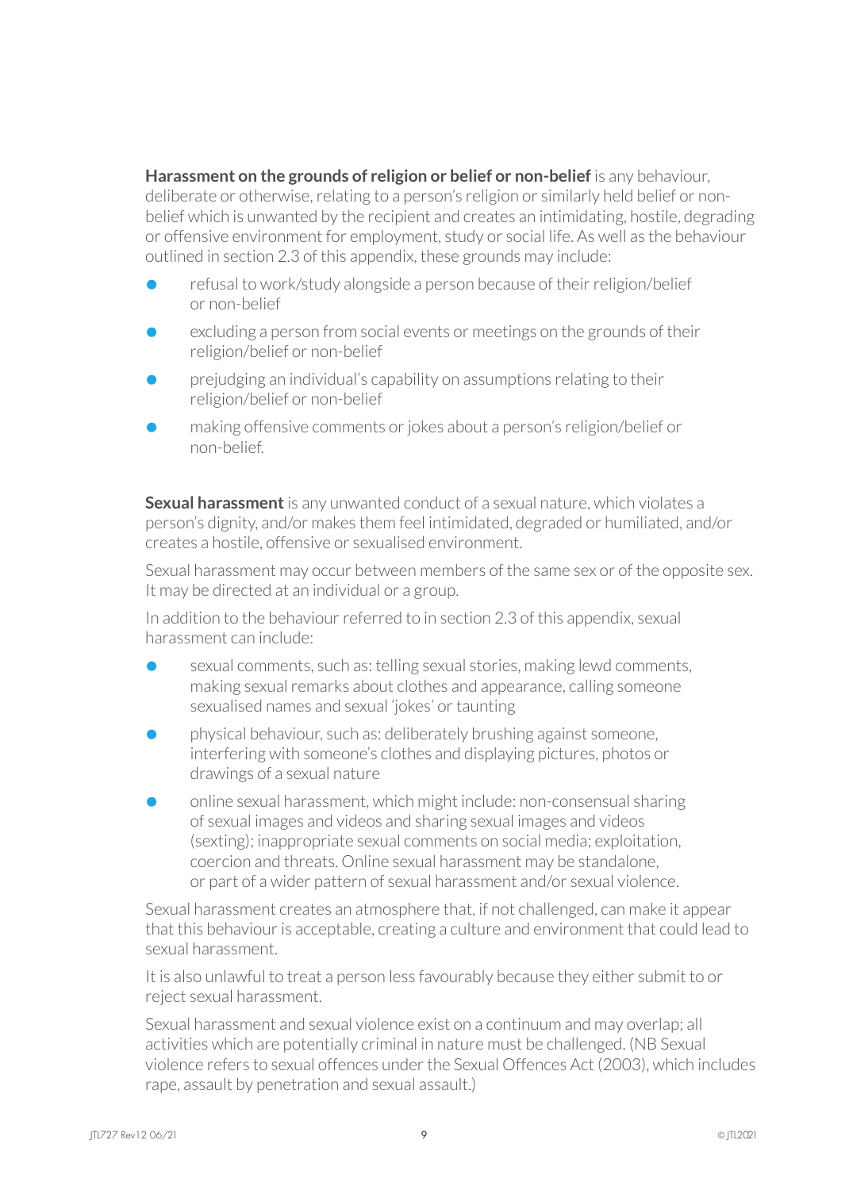**Harassment on the grounds of religion or belief or non-belief** is any behaviour, deliberate or otherwise, relating to a person's religion or similarly held belief or non-belief which is unwanted by the recipient and creates an intimidating, hostile, degrading or offensive environment for employment, study or social life. As well as the behaviour outlined in section 2.3 of this appendix, these grounds may include:

- refusal to work/study alongside a person because of their religion/belief or non-belief
- excluding a person from social events or meetings on the grounds of their religion/belief or non-belief
- prejudging an individual's capability on assumptions relating to their religion/belief or non-belief
- making offensive comments or jokes about a person's religion/belief or non-belief.

**Sexual harassment** is any unwanted conduct of a sexual nature, which violates a person's dignity, and/or makes them feel intimidated, degraded or humiliated, and/or creates a hostile, offensive or sexualised environment.

Sexual harassment may occur between members of the same sex or of the opposite sex. It may be directed at an individual or a group.

In addition to the behaviour referred to in section 2.3 of this appendix, sexual harassment can include:

- sexual comments, such as: telling sexual stories, making lewd comments, making sexual remarks about clothes and appearance, calling someone sexualised names and sexual 'jokes' or taunting
- physical behaviour, such as: deliberately brushing against someone, interfering with someone's clothes and displaying pictures, photos or drawings of a sexual nature
- online sexual harassment, which might include: non-consensual sharing of sexual images and videos and sharing sexual images and videos (sexting); inappropriate sexual comments on social media; exploitation, coercion and threats. Online sexual harassment may be standalone, or part of a wider pattern of sexual harassment and/or sexual violence.

Sexual harassment creates an atmosphere that, if not challenged, can make it appear that this behaviour is acceptable, creating a culture and environment that could lead to sexual harassment.

It is also unlawful to treat a person less favourably because they either submit to or reject sexual harassment.

Sexual harassment and sexual violence exist on a continuum and may overlap; all activities which are potentially criminal in nature must be challenged. (NB Sexual violence refers to sexual offences under the Sexual Offences Act (2003), which includes rape, assault by penetration and sexual assault.)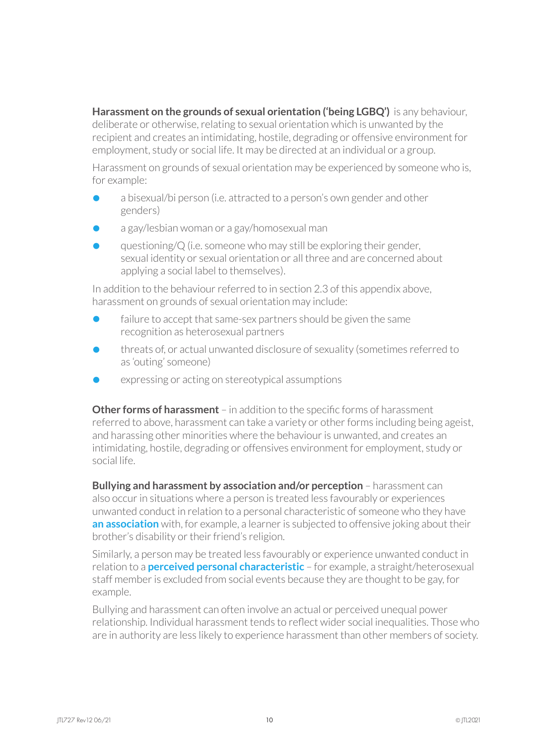**Harassment on the grounds of sexual orientation ('being LGBQ')** is any behaviour, deliberate or otherwise, relating to sexual orientation which is unwanted by the recipient and creates an intimidating, hostile, degrading or offensive environment for employment, study or social life. It may be directed at an individual or a group.

Harassment on grounds of sexual orientation may be experienced by someone who is, for example:

- a bisexual/bi person (i.e. attracted to a person's own gender and other genders)
- a gay/lesbian woman or a gay/homosexual man
- questioning/Q (i.e. someone who may still be exploring their gender, sexual identity or sexual orientation or all three and are concerned about applying a social label to themselves).

In addition to the behaviour referred to in section 2.3 of this appendix above, harassment on grounds of sexual orientation may include:

- failure to accept that same-sex partners should be given the same recognition as heterosexual partners
- threats of, or actual unwanted disclosure of sexuality (sometimes referred to as 'outing' someone)
- expressing or acting on stereotypical assumptions

**Other forms of harassment** – in addition to the specific forms of harassment referred to above, harassment can take a variety or other forms including being ageist, and harassing other minorities where the behaviour is unwanted, and creates an intimidating, hostile, degrading or offensives environment for employment, study or social life.

**Bullying and harassment by association and/or perception** – harassment can also occur in situations where a person is treated less favourably or experiences unwanted conduct in relation to a personal characteristic of someone who they have **an association** with, for example, a learner is subjected to offensive joking about their brother's disability or their friend's religion.

Similarly, a person may be treated less favourably or experience unwanted conduct in relation to a **perceived personal characteristic** – for example, a straight/heterosexual staff member is excluded from social events because they are thought to be gay, for example.

Bullying and harassment can often involve an actual or perceived unequal power relationship. Individual harassment tends to reflect wider social inequalities. Those who are in authority are less likely to experience harassment than other members of society.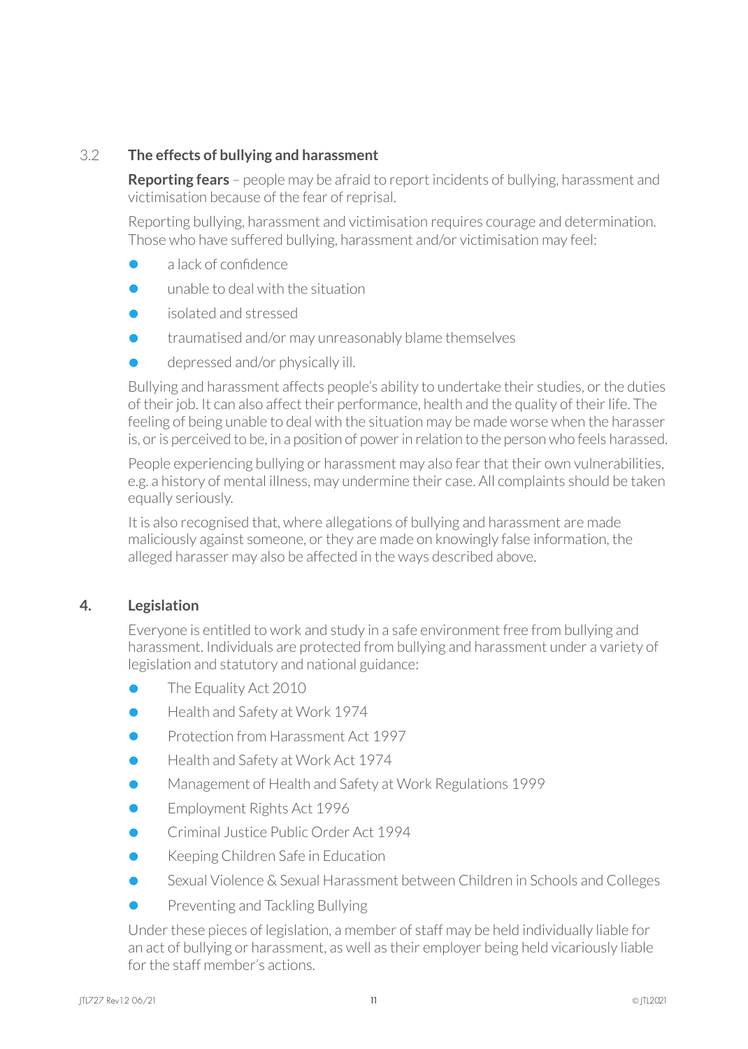### 3.2 The effects of bullying and harassment

**Reporting fears** – people may be afraid to report incidents of bullying, harassment and victimisation because of the fear of reprisal.

Reporting bullying, harassment and victimisation requires courage and determination. Those who have suffered bullying, harassment and/or victimisation may feel:

- a lack of confidence
- unable to deal with the situation
- isolated and stressed
- traumatised and/or may unreasonably blame themselves
- depressed and/or physically ill.

Bullying and harassment affects people's ability to undertake their studies, or the duties of their job. It can also affect their performance, health and the quality of their life. The feeling of being unable to deal with the situation may be made worse when the harasser is, or is perceived to be, in a position of power in relation to the person who feels harassed.

People experiencing bullying or harassment may also fear that their own vulnerabilities, e.g. a history of mental illness, may undermine their case. All complaints should be taken equally seriously.

It is also recognised that, where allegations of bullying and harassment are made maliciously against someone, or they are made on knowingly false information, the alleged harasser may also be affected in the ways described above.

## 4. Legislation

Everyone is entitled to work and study in a safe environment free from bullying and harassment. Individuals are protected from bullying and harassment under a variety of legislation and statutory and national guidance:

- The Equality Act 2010
- Health and Safety at Work 1974
- Protection from Harassment Act 1997
- Health and Safety at Work Act 1974
- Management of Health and Safety at Work Regulations 1999
- Employment Rights Act 1996
- Criminal Justice Public Order Act 1994
- Keeping Children Safe in Education
- Sexual Violence & Sexual Harassment between Children in Schools and Colleges
- Preventing and Tackling Bullying

Under these pieces of legislation, a member of staff may be held individually liable for an act of bullying or harassment, as well as their employer being held vicariously liable for the staff member's actions.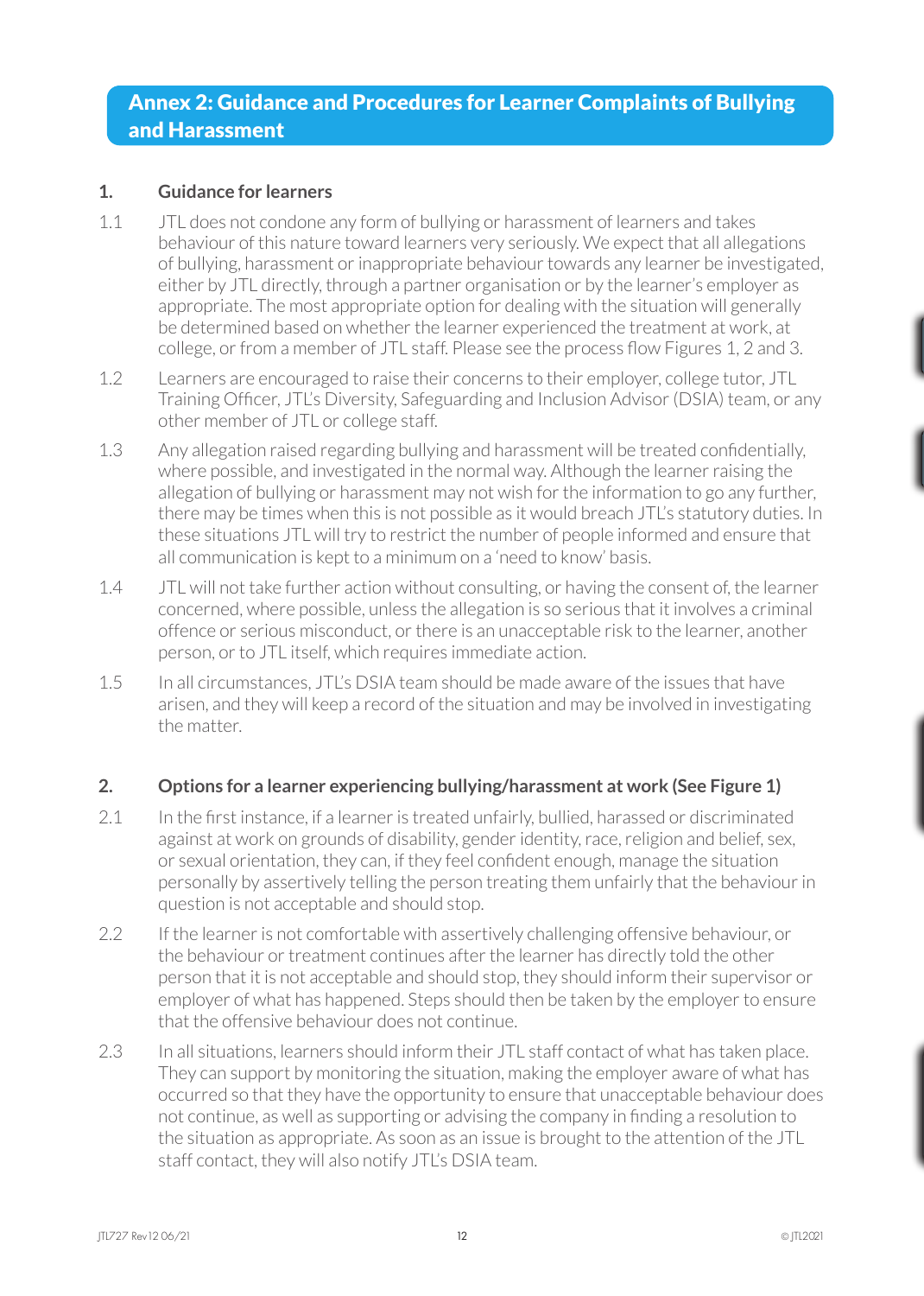## Annex 2: Guidance and Procedures for Learner Complaints of Bullying and Harassment

### 1. Guidance for learners

1.1 JTL does not condone any form of bullying or harassment of learners and takes behaviour of this nature toward learners very seriously. We expect that all allegations of bullying, harassment or inappropriate behaviour towards any learner be investigated, either by JTL directly, through a partner organisation or by the learner's employer as appropriate. The most appropriate option for dealing with the situation will generally be determined based on whether the learner experienced the treatment at work, at college, or from a member of JTL staff. Please see the process flow Figures 1, 2 and 3.

1.2 Learners are encouraged to raise their concerns to their employer, college tutor, JTL Training Officer, JTL's Diversity, Safeguarding and Inclusion Advisor (DSIA) team, or any other member of JTL or college staff.

1.3 Any allegation raised regarding bullying and harassment will be treated confidentially, where possible, and investigated in the normal way. Although the learner raising the allegation of bullying or harassment may not wish for the information to go any further, there may be times when this is not possible as it would breach JTL's statutory duties. In these situations JTL will try to restrict the number of people informed and ensure that all communication is kept to a minimum on a 'need to know' basis.

1.4 JTL will not take further action without consulting, or having the consent of, the learner concerned, where possible, unless the allegation is so serious that it involves a criminal offence or serious misconduct, or there is an unacceptable risk to the learner, another person, or to JTL itself, which requires immediate action.

1.5 In all circumstances, JTL's DSIA team should be made aware of the issues that have arisen, and they will keep a record of the situation and may be involved in investigating the matter.

### 2. Options for a learner experiencing bullying/harassment at work (See Figure 1)

2.1 In the first instance, if a learner is treated unfairly, bullied, harassed or discriminated against at work on grounds of disability, gender identity, race, religion and belief, sex, or sexual orientation, they can, if they feel confident enough, manage the situation personally by assertively telling the person treating them unfairly that the behaviour in question is not acceptable and should stop.

2.2 If the learner is not comfortable with assertively challenging offensive behaviour, or the behaviour or treatment continues after the learner has directly told the other person that it is not acceptable and should stop, they should inform their supervisor or employer of what has happened. Steps should then be taken by the employer to ensure that the offensive behaviour does not continue.

2.3 In all situations, learners should inform their JTL staff contact of what has taken place. They can support by monitoring the situation, making the employer aware of what has occurred so that they have the opportunity to ensure that unacceptable behaviour does not continue, as well as supporting or advising the company in finding a resolution to the situation as appropriate. As soon as an issue is brought to the attention of the JTL staff contact, they will also notify JTL's DSIA team.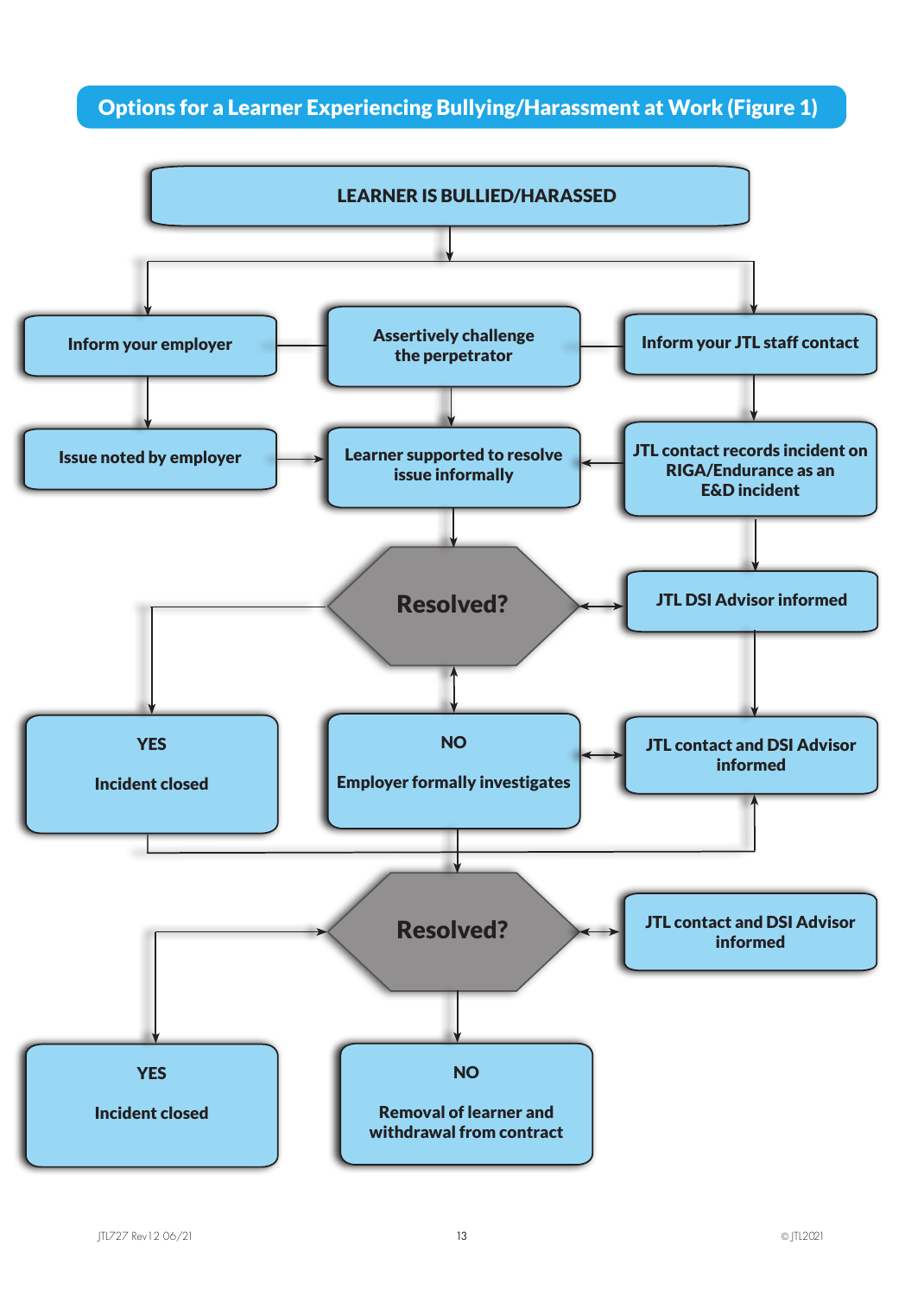## Options for a Learner Experiencing Bullying/Harassment at Work (Figure 1)

LEARNER IS BULLIED/HARASSED

Inform your employer

Assertively challenge the perpetrator

Inform your JTL staff contact

Issue noted by employer

Learner supported to resolve issue informally

JTL contact records incident on RIGA/Endurance as an E&D incident

Resolved?

JTL DSI Advisor informed

YES

Incident closed

NO

Employer formally investigates

JTL contact and DSI Advisor informed

Resolved?

JTL contact and DSI Advisor informed

YES

Incident closed

NO

Removal of learner and withdrawal from contract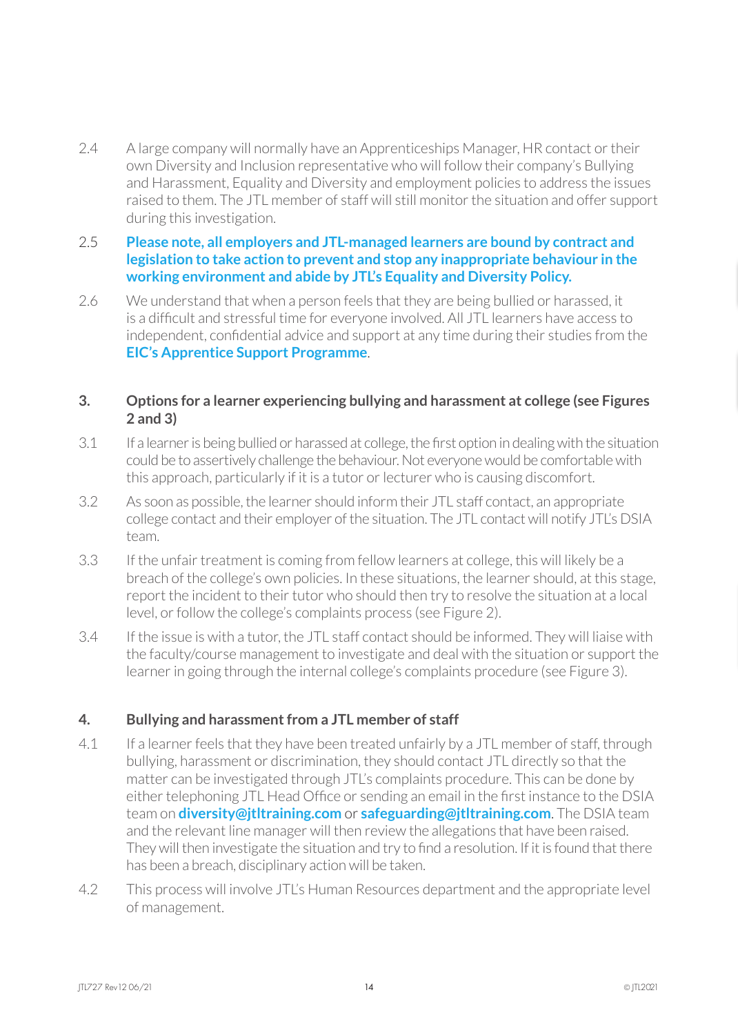2.4 A large company will normally have an Apprenticeships Manager, HR contact or their own Diversity and Inclusion representative who will follow their company's Bullying and Harassment, Equality and Diversity and employment policies to address the issues raised to them. The JTL member of staff will still monitor the situation and offer support during this investigation.

2.5 **Please note, all employers and JTL-managed learners are bound by contract and legislation to take action to prevent and stop any inappropriate behaviour in the working environment and abide by JTL's Equality and Diversity Policy.**

2.6 We understand that when a person feels that they are being bullied or harassed, it is a difficult and stressful time for everyone involved. All JTL learners have access to independent, confidential advice and support at any time during their studies from the **EIC's Apprentice Support Programme**.

## 3. Options for a learner experiencing bullying and harassment at college (see Figures 2 and 3)

3.1 If a learner is being bullied or harassed at college, the first option in dealing with the situation could be to assertively challenge the behaviour. Not everyone would be comfortable with this approach, particularly if it is a tutor or lecturer who is causing discomfort.

3.2 As soon as possible, the learner should inform their JTL staff contact, an appropriate college contact and their employer of the situation. The JTL contact will notify JTL's DSIA team.

3.3 If the unfair treatment is coming from fellow learners at college, this will likely be a breach of the college's own policies. In these situations, the learner should, at this stage, report the incident to their tutor who should then try to resolve the situation at a local level, or follow the college's complaints process (see Figure 2).

3.4 If the issue is with a tutor, the JTL staff contact should be informed. They will liaise with the faculty/course management to investigate and deal with the situation or support the learner in going through the internal college's complaints procedure (see Figure 3).

## 4. Bullying and harassment from a JTL member of staff

4.1 If a learner feels that they have been treated unfairly by a JTL member of staff, through bullying, harassment or discrimination, they should contact JTL directly so that the matter can be investigated through JTL's complaints procedure. This can be done by either telephoning JTL Head Office or sending an email in the first instance to the DSIA team on **diversity@jtltraining.com** or **safeguarding@jtltraining.com**. The DSIA team and the relevant line manager will then review the allegations that have been raised. They will then investigate the situation and try to find a resolution. If it is found that there has been a breach, disciplinary action will be taken.

4.2 This process will involve JTL's Human Resources department and the appropriate level of management.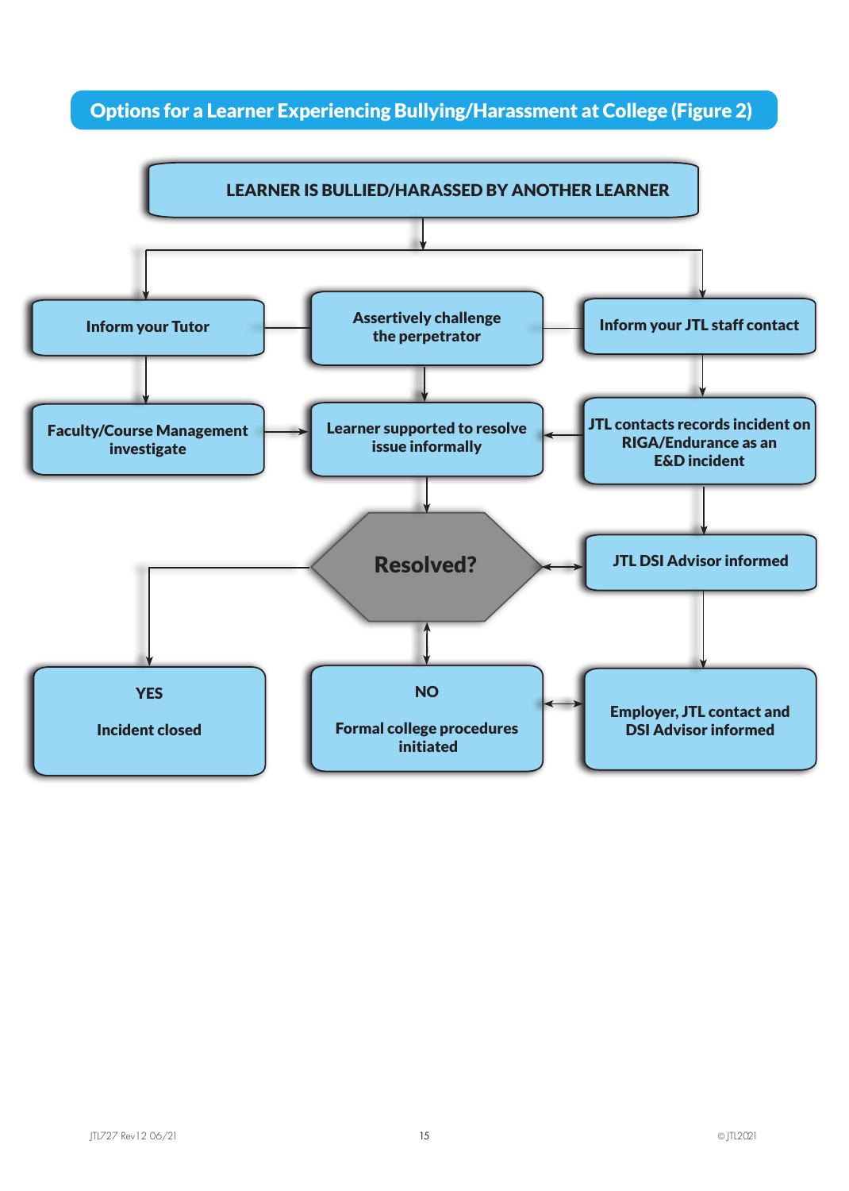## Options for a Learner Experiencing Bullying/Harassment at College (Figure 2)

LEARNER IS BULLIED/HARASSED BY ANOTHER LEARNER

Inform your Tutor

Assertively challenge the perpetrator

Inform your JTL staff contact

Faculty/Course Management investigate

Learner supported to resolve issue informally

JTL contacts records incident on RIGA/Endurance as an E&D incident

Resolved?

JTL DSI Advisor informed

YES

Incident closed

NO

Formal college procedures initiated

Employer, JTL contact and DSI Advisor informed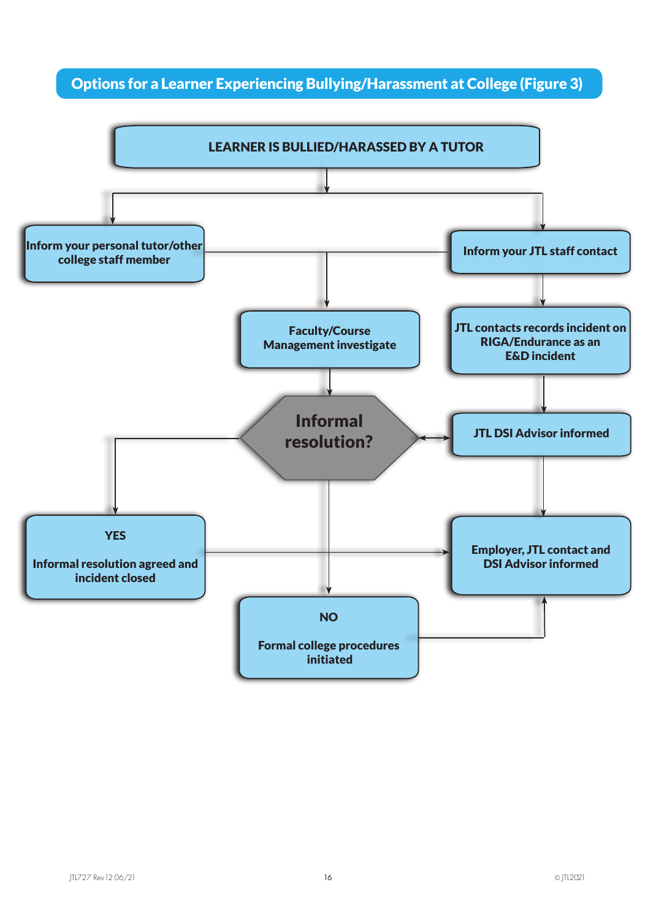## Options for a Learner Experiencing Bullying/Harassment at College (Figure 3)

**LEARNER IS BULLIED/HARASSED BY A TUTOR**

**Inform your personal tutor/other college staff member**

**Inform your JTL staff contact**

**Faculty/Course Management investigate**

**JTL contacts records incident on RIGA/Endurance as an E&D incident**

**Informal resolution?**

**JTL DSI Advisor informed**

**YES**

**Informal resolution agreed and incident closed**

**Employer, JTL contact and DSI Advisor informed**

**NO**

**Formal college procedures initiated**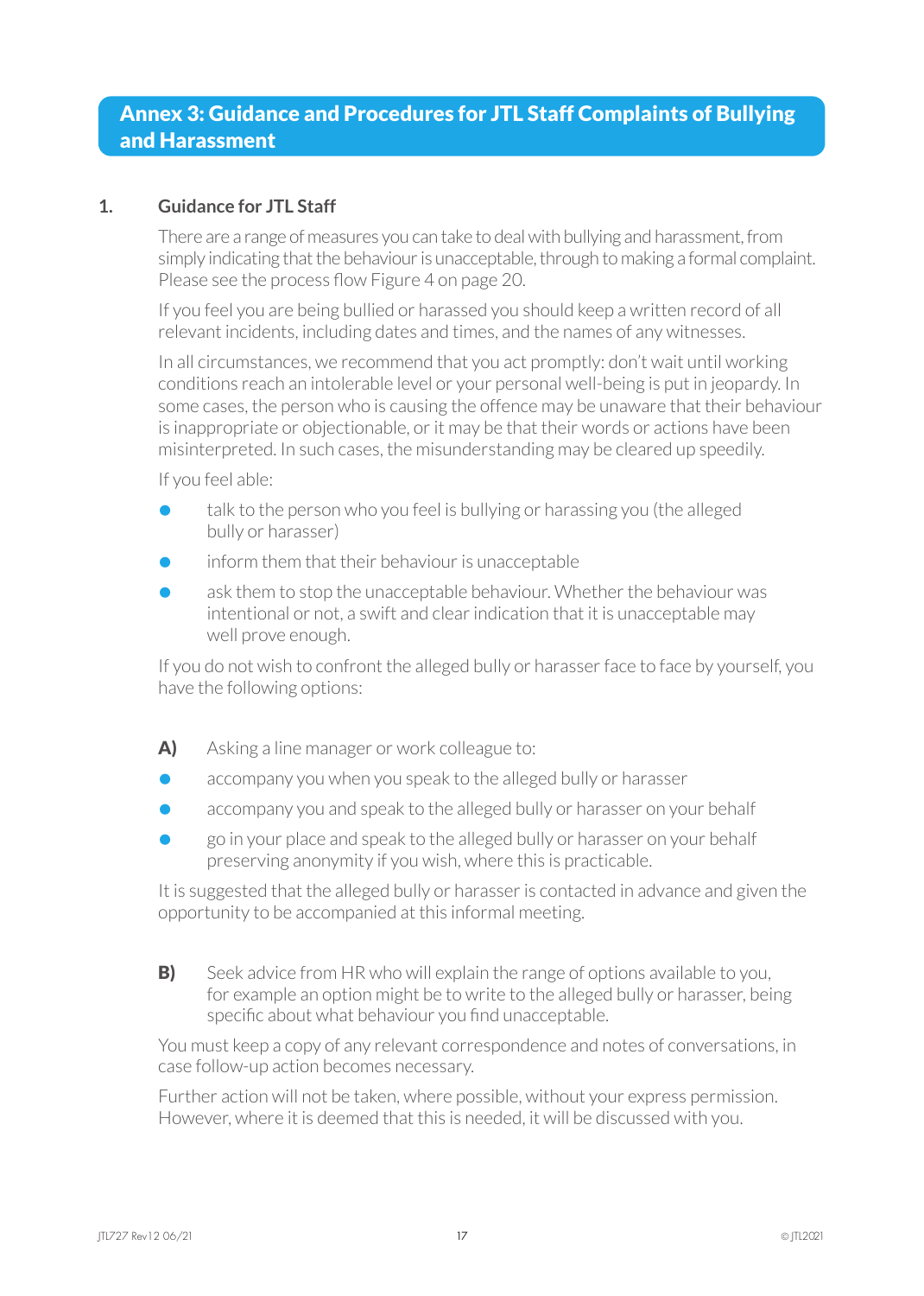# Annex 3: Guidance and Procedures for JTL Staff Complaints of Bullying and Harassment

## 1. Guidance for JTL Staff

There are a range of measures you can take to deal with bullying and harassment, from simply indicating that the behaviour is unacceptable, through to making a formal complaint. Please see the process flow Figure 4 on page 20.

If you feel you are being bullied or harassed you should keep a written record of all relevant incidents, including dates and times, and the names of any witnesses.

In all circumstances, we recommend that you act promptly: don't wait until working conditions reach an intolerable level or your personal well-being is put in jeopardy. In some cases, the person who is causing the offence may be unaware that their behaviour is inappropriate or objectionable, or it may be that their words or actions have been misinterpreted. In such cases, the misunderstanding may be cleared up speedily.

If you feel able:

- talk to the person who you feel is bullying or harassing you (the alleged bully or harasser)
- inform them that their behaviour is unacceptable
- ask them to stop the unacceptable behaviour. Whether the behaviour was intentional or not, a swift and clear indication that it is unacceptable may well prove enough.

If you do not wish to confront the alleged bully or harasser face to face by yourself, you have the following options:

**A)** Asking a line manager or work colleague to:

- accompany you when you speak to the alleged bully or harasser
- accompany you and speak to the alleged bully or harasser on your behalf
- go in your place and speak to the alleged bully or harasser on your behalf preserving anonymity if you wish, where this is practicable.

It is suggested that the alleged bully or harasser is contacted in advance and given the opportunity to be accompanied at this informal meeting.

**B)** Seek advice from HR who will explain the range of options available to you, for example an option might be to write to the alleged bully or harasser, being specific about what behaviour you find unacceptable.

You must keep a copy of any relevant correspondence and notes of conversations, in case follow-up action becomes necessary.

Further action will not be taken, where possible, without your express permission. However, where it is deemed that this is needed, it will be discussed with you.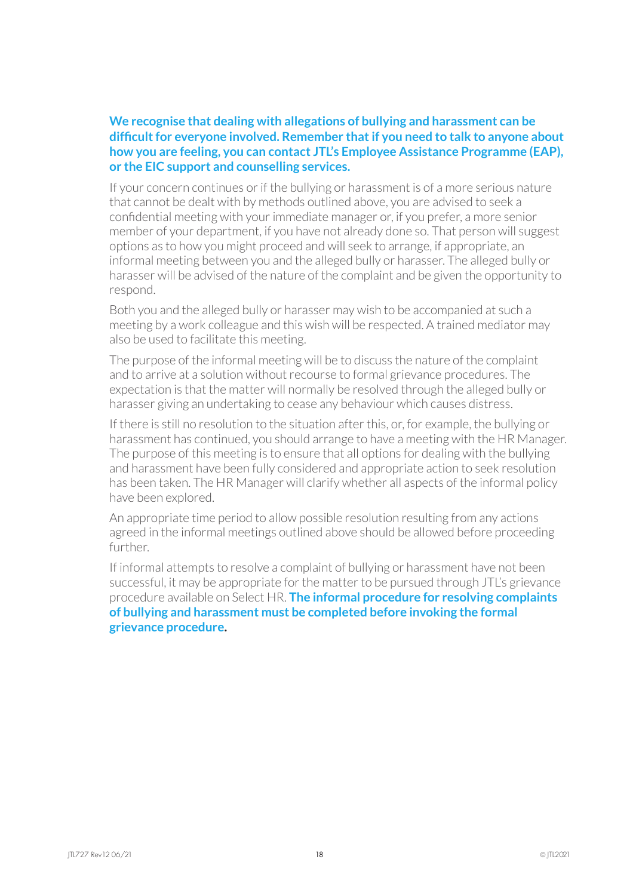**We recognise that dealing with allegations of bullying and harassment can be difficult for everyone involved. Remember that if you need to talk to anyone about how you are feeling, you can contact JTL's Employee Assistance Programme (EAP), or the EIC support and counselling services.**

If your concern continues or if the bullying or harassment is of a more serious nature that cannot be dealt with by methods outlined above, you are advised to seek a confidential meeting with your immediate manager or, if you prefer, a more senior member of your department, if you have not already done so. That person will suggest options as to how you might proceed and will seek to arrange, if appropriate, an informal meeting between you and the alleged bully or harasser. The alleged bully or harasser will be advised of the nature of the complaint and be given the opportunity to respond.

Both you and the alleged bully or harasser may wish to be accompanied at such a meeting by a work colleague and this wish will be respected. A trained mediator may also be used to facilitate this meeting.

The purpose of the informal meeting will be to discuss the nature of the complaint and to arrive at a solution without recourse to formal grievance procedures. The expectation is that the matter will normally be resolved through the alleged bully or harasser giving an undertaking to cease any behaviour which causes distress.

If there is still no resolution to the situation after this, or, for example, the bullying or harassment has continued, you should arrange to have a meeting with the HR Manager. The purpose of this meeting is to ensure that all options for dealing with the bullying and harassment have been fully considered and appropriate action to seek resolution has been taken. The HR Manager will clarify whether all aspects of the informal policy have been explored.

An appropriate time period to allow possible resolution resulting from any actions agreed in the informal meetings outlined above should be allowed before proceeding further.

If informal attempts to resolve a complaint of bullying or harassment have not been successful, it may be appropriate for the matter to be pursued through JTL's grievance procedure available on Select HR. **The informal procedure for resolving complaints of bullying and harassment must be completed before invoking the formal grievance procedure.**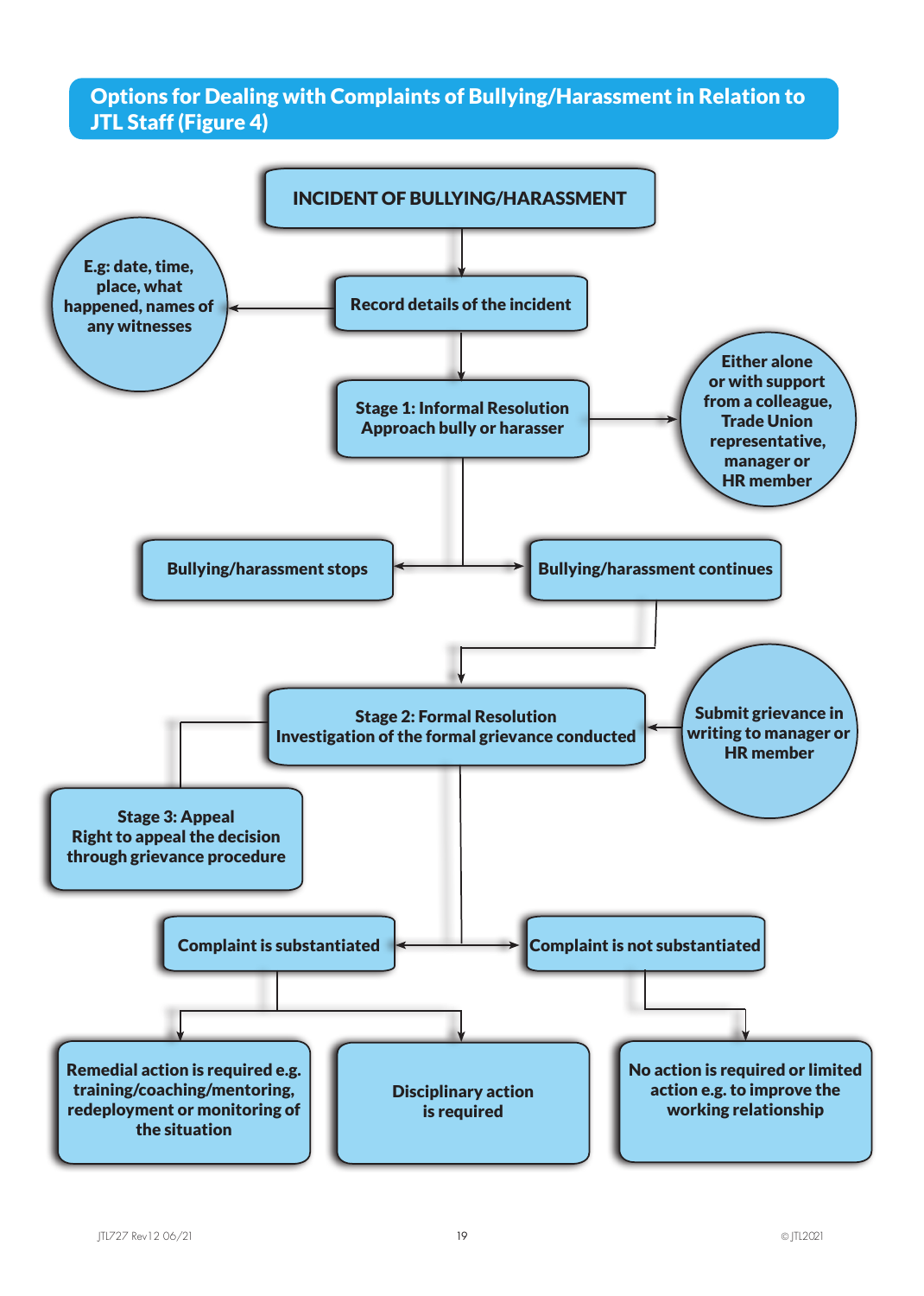## Options for Dealing with Complaints of Bullying/Harassment in Relation to JTL Staff (Figure 4)

**INCIDENT OF BULLYING/HARASSMENT**

↓

**Record details of the incident** → E.g: date, time, place, what happened, names of any witnesses

↓

**Stage 1: Informal Resolution**
**Approach bully or harasser** → Either alone or with support from a colleague, Trade Union representative, manager or HR member

↓

- **Bullying/harassment stops**
- **Bullying/harassment continues**

↓ (from Bullying/harassment continues)

**Stage 2: Formal Resolution**
**Investigation of the formal grievance conducted** ← Submit grievance in writing to manager or HR member

→ **Stage 3: Appeal**
**Right to appeal the decision through grievance procedure**

↓

- **Complaint is substantiated**
  - **Remedial action is required e.g. training/coaching/mentoring, redeployment or monitoring of the situation**
  - **Disciplinary action is required**
- **Complaint is not substantiated**
  - **No action is required or limited action e.g. to improve the working relationship**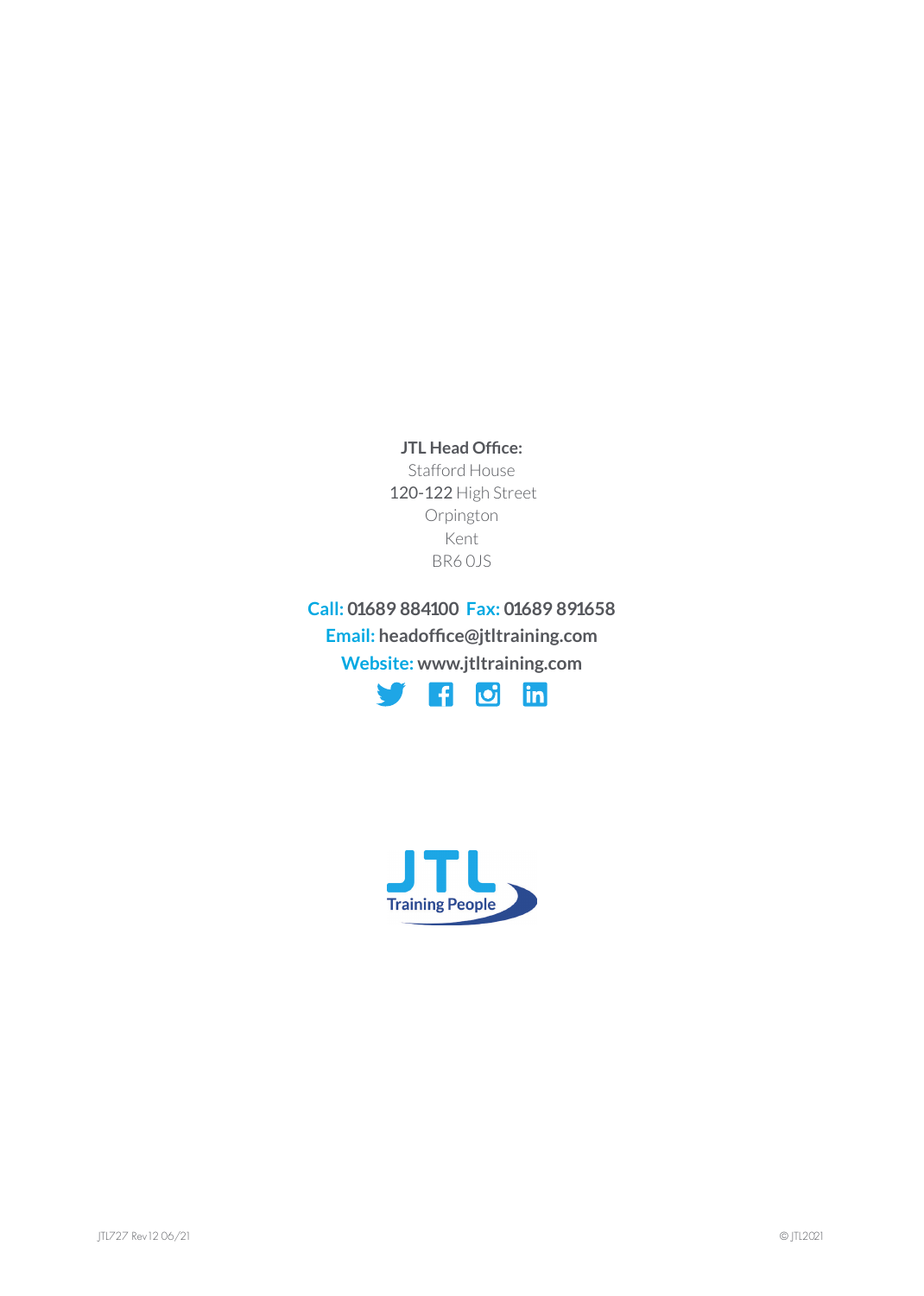**JTL Head Office:**
Stafford House
120-122 High Street
Orpington
Kent
BR6 0JS

**Call:** 01689 884100 **Fax:** 01689 891658
**Email:** headoffice@jtltraining.com
**Website:** www.jtltraining.com

JTL
Training People

JTL727 Rev12 06/21

© JTL2021